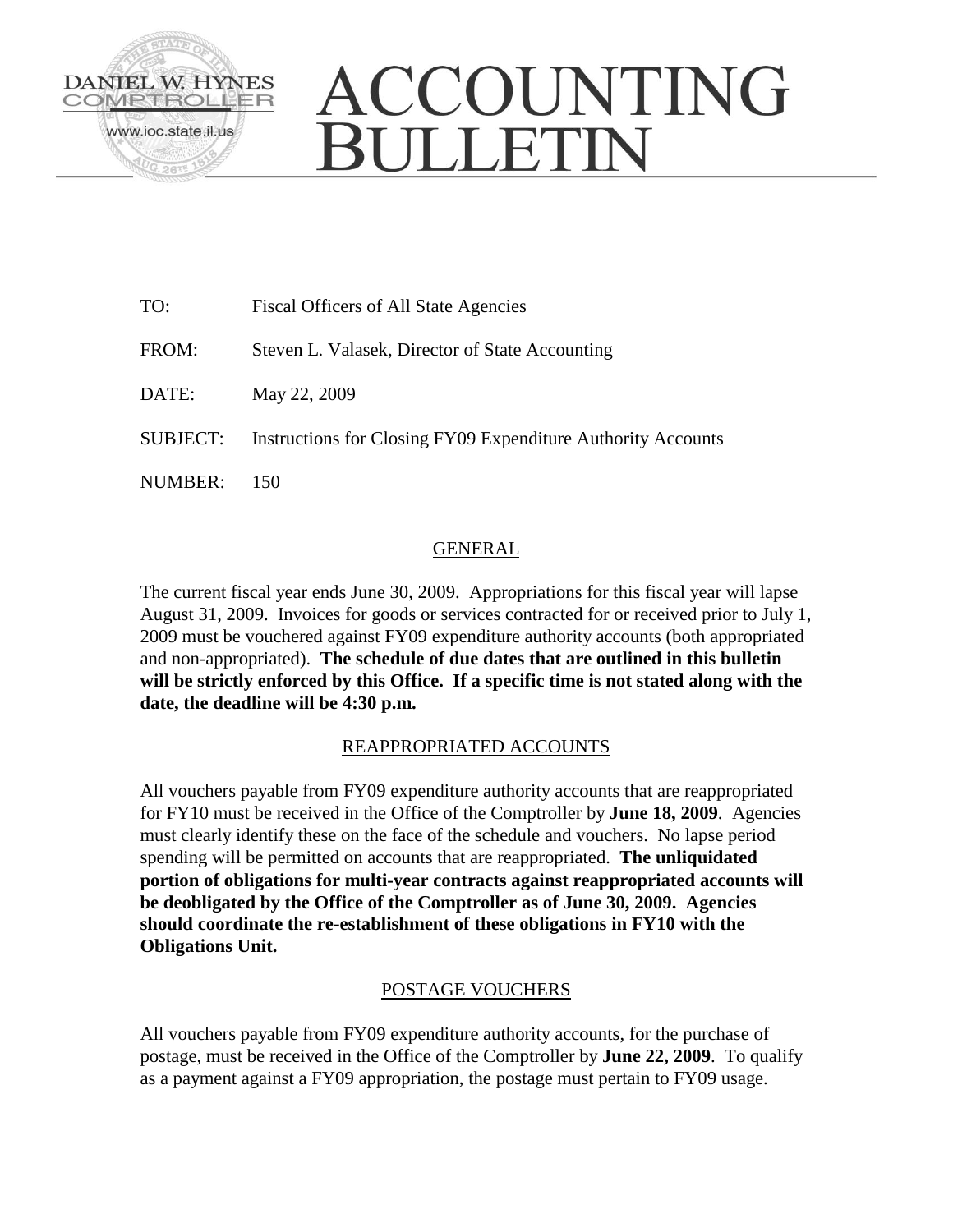DANIEL W. HYNES
COMPTROLLER
www.ioc.state.il.us

# ACCOUNTING BULLETIN

TO: Fiscal Officers of All State Agencies

FROM: Steven L. Valasek, Director of State Accounting

DATE: May 22, 2009

SUBJECT: Instructions for Closing FY09 Expenditure Authority Accounts

NUMBER: 150

## GENERAL

The current fiscal year ends June 30, 2009. Appropriations for this fiscal year will lapse August 31, 2009. Invoices for goods or services contracted for or received prior to July 1, 2009 must be vouchered against FY09 expenditure authority accounts (both appropriated and non-appropriated). **The schedule of due dates that are outlined in this bulletin will be strictly enforced by this Office. If a specific time is not stated along with the date, the deadline will be 4:30 p.m.**

## REAPPROPRIATED ACCOUNTS

All vouchers payable from FY09 expenditure authority accounts that are reappropriated for FY10 must be received in the Office of the Comptroller by **June 18, 2009**. Agencies must clearly identify these on the face of the schedule and vouchers. No lapse period spending will be permitted on accounts that are reappropriated. **The unliquidated portion of obligations for multi-year contracts against reappropriated accounts will be deobligated by the Office of the Comptroller as of June 30, 2009. Agencies should coordinate the re-establishment of these obligations in FY10 with the Obligations Unit.**

## POSTAGE VOUCHERS

All vouchers payable from FY09 expenditure authority accounts, for the purchase of postage, must be received in the Office of the Comptroller by **June 22, 2009**. To qualify as a payment against a FY09 appropriation, the postage must pertain to FY09 usage.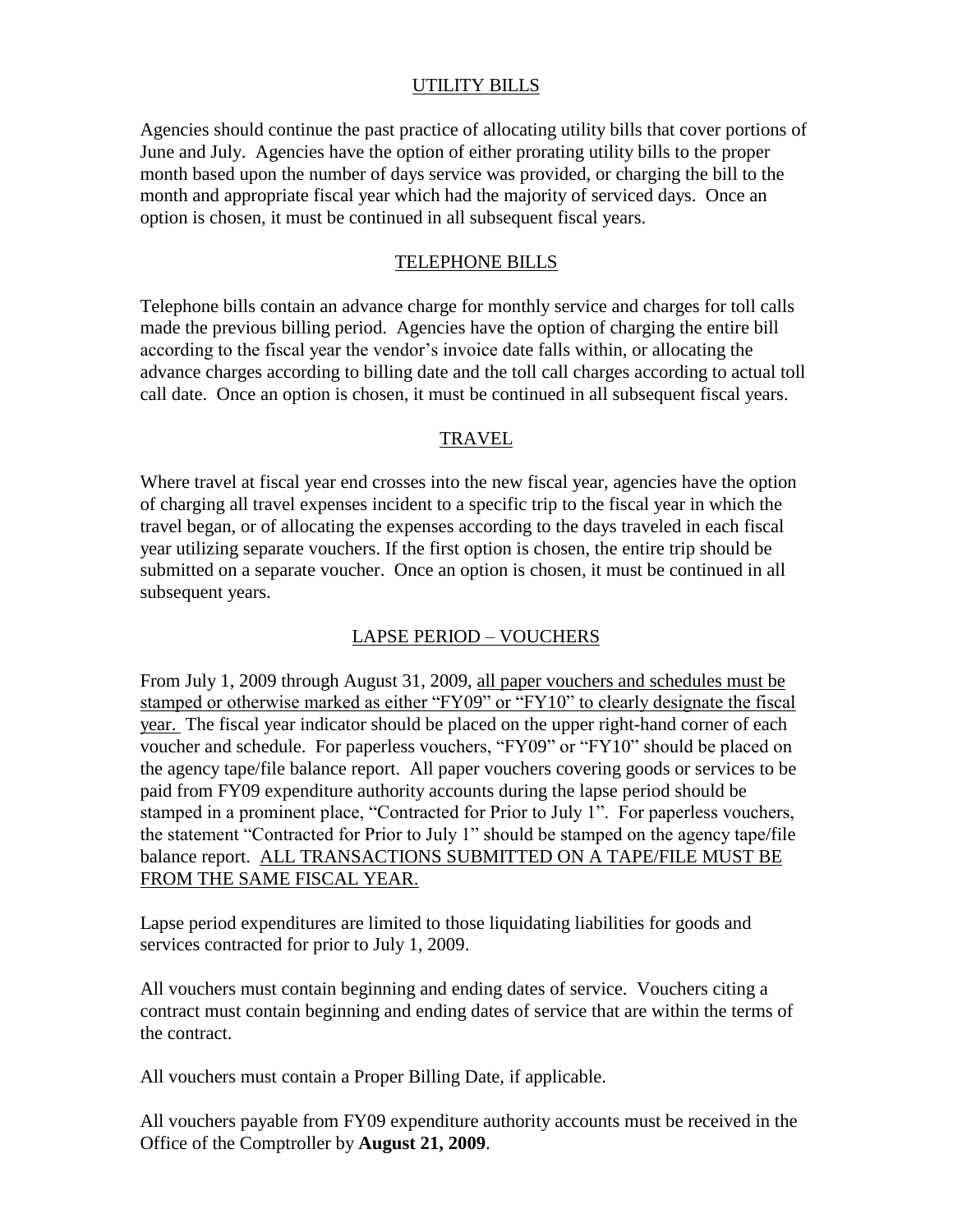## UTILITY BILLS

Agencies should continue the past practice of allocating utility bills that cover portions of June and July. Agencies have the option of either prorating utility bills to the proper month based upon the number of days service was provided, or charging the bill to the month and appropriate fiscal year which had the majority of serviced days. Once an option is chosen, it must be continued in all subsequent fiscal years.

## TELEPHONE BILLS

Telephone bills contain an advance charge for monthly service and charges for toll calls made the previous billing period. Agencies have the option of charging the entire bill according to the fiscal year the vendor's invoice date falls within, or allocating the advance charges according to billing date and the toll call charges according to actual toll call date. Once an option is chosen, it must be continued in all subsequent fiscal years.

## TRAVEL

Where travel at fiscal year end crosses into the new fiscal year, agencies have the option of charging all travel expenses incident to a specific trip to the fiscal year in which the travel began, or of allocating the expenses according to the days traveled in each fiscal year utilizing separate vouchers. If the first option is chosen, the entire trip should be submitted on a separate voucher. Once an option is chosen, it must be continued in all subsequent years.

## LAPSE PERIOD – VOUCHERS

From July 1, 2009 through August 31, 2009, all paper vouchers and schedules must be stamped or otherwise marked as either "FY09" or "FY10" to clearly designate the fiscal year. The fiscal year indicator should be placed on the upper right-hand corner of each voucher and schedule. For paperless vouchers, "FY09" or "FY10" should be placed on the agency tape/file balance report. All paper vouchers covering goods or services to be paid from FY09 expenditure authority accounts during the lapse period should be stamped in a prominent place, "Contracted for Prior to July 1". For paperless vouchers, the statement "Contracted for Prior to July 1" should be stamped on the agency tape/file balance report. ALL TRANSACTIONS SUBMITTED ON A TAPE/FILE MUST BE FROM THE SAME FISCAL YEAR.

Lapse period expenditures are limited to those liquidating liabilities for goods and services contracted for prior to July 1, 2009.

All vouchers must contain beginning and ending dates of service. Vouchers citing a contract must contain beginning and ending dates of service that are within the terms of the contract.

All vouchers must contain a Proper Billing Date, if applicable.

All vouchers payable from FY09 expenditure authority accounts must be received in the Office of the Comptroller by **August 21, 2009**.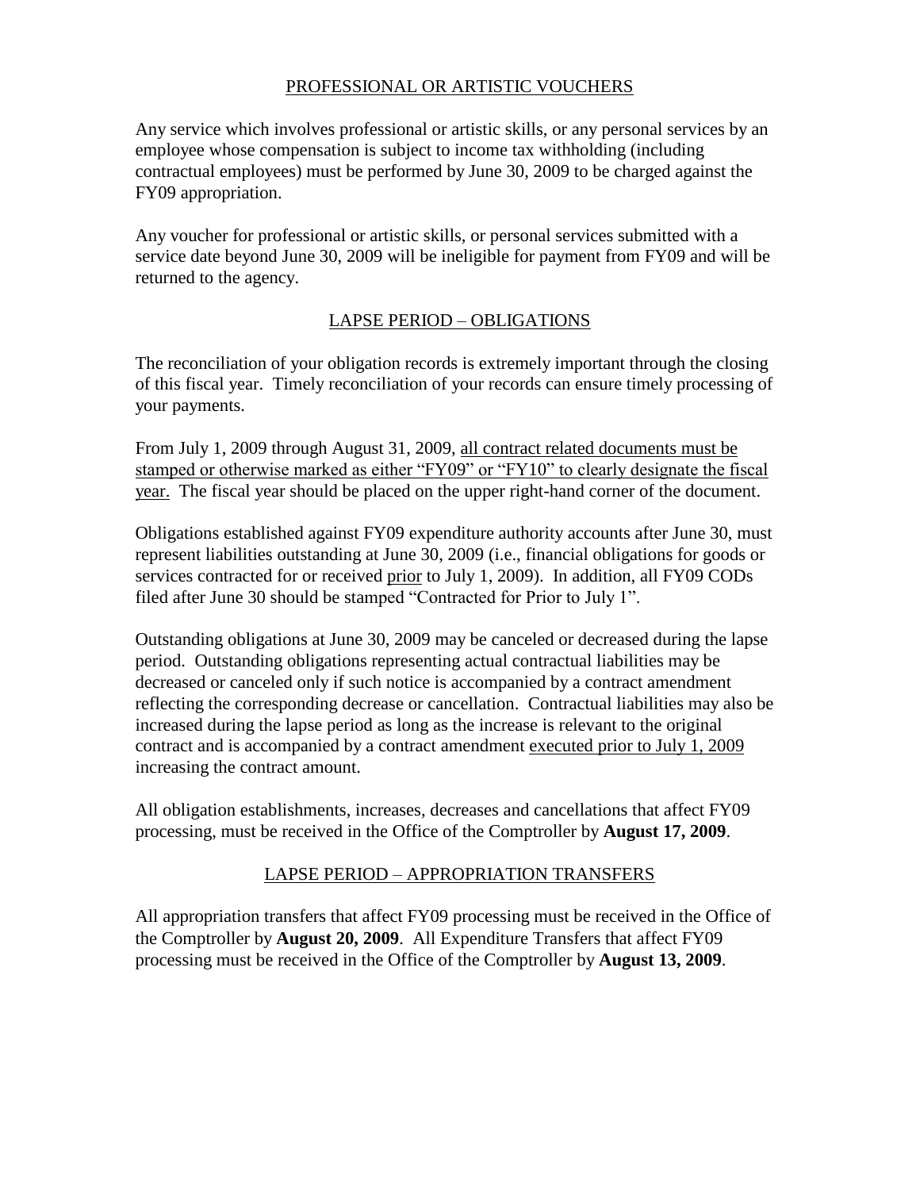## PROFESSIONAL OR ARTISTIC VOUCHERS

Any service which involves professional or artistic skills, or any personal services by an employee whose compensation is subject to income tax withholding (including contractual employees) must be performed by June 30, 2009 to be charged against the FY09 appropriation.

Any voucher for professional or artistic skills, or personal services submitted with a service date beyond June 30, 2009 will be ineligible for payment from FY09 and will be returned to the agency.

## LAPSE PERIOD – OBLIGATIONS

The reconciliation of your obligation records is extremely important through the closing of this fiscal year. Timely reconciliation of your records can ensure timely processing of your payments.

From July 1, 2009 through August 31, 2009, all contract related documents must be stamped or otherwise marked as either "FY09" or "FY10" to clearly designate the fiscal year. The fiscal year should be placed on the upper right-hand corner of the document.

Obligations established against FY09 expenditure authority accounts after June 30, must represent liabilities outstanding at June 30, 2009 (i.e., financial obligations for goods or services contracted for or received prior to July 1, 2009). In addition, all FY09 CODs filed after June 30 should be stamped "Contracted for Prior to July 1".

Outstanding obligations at June 30, 2009 may be canceled or decreased during the lapse period. Outstanding obligations representing actual contractual liabilities may be decreased or canceled only if such notice is accompanied by a contract amendment reflecting the corresponding decrease or cancellation. Contractual liabilities may also be increased during the lapse period as long as the increase is relevant to the original contract and is accompanied by a contract amendment executed prior to July 1, 2009 increasing the contract amount.

All obligation establishments, increases, decreases and cancellations that affect FY09 processing, must be received in the Office of the Comptroller by **August 17, 2009**.

## LAPSE PERIOD – APPROPRIATION TRANSFERS

All appropriation transfers that affect FY09 processing must be received in the Office of the Comptroller by **August 20, 2009**. All Expenditure Transfers that affect FY09 processing must be received in the Office of the Comptroller by **August 13, 2009**.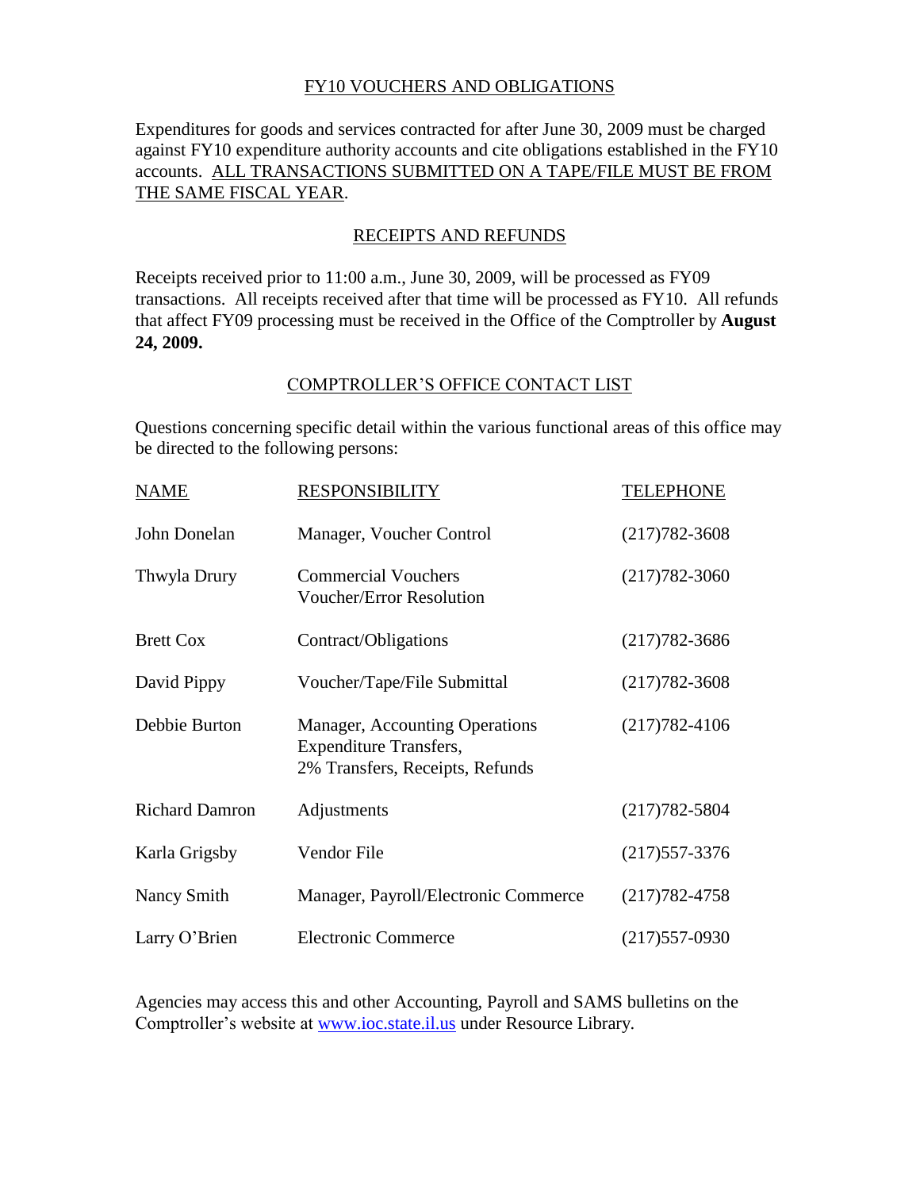## FY10 VOUCHERS AND OBLIGATIONS

Expenditures for goods and services contracted for after June 30, 2009 must be charged against FY10 expenditure authority accounts and cite obligations established in the FY10 accounts. ALL TRANSACTIONS SUBMITTED ON A TAPE/FILE MUST BE FROM THE SAME FISCAL YEAR.

## RECEIPTS AND REFUNDS

Receipts received prior to 11:00 a.m., June 30, 2009, will be processed as FY09 transactions. All receipts received after that time will be processed as FY10. All refunds that affect FY09 processing must be received in the Office of the Comptroller by **August 24, 2009.**

## COMPTROLLER'S OFFICE CONTACT LIST

Questions concerning specific detail within the various functional areas of this office may be directed to the following persons:

| NAME | RESPONSIBILITY | TELEPHONE |
|---|---|---|
| John Donelan | Manager, Voucher Control | (217)782-3608 |
| Thwyla Drury | Commercial Vouchers<br>Voucher/Error Resolution | (217)782-3060 |
| Brett Cox | Contract/Obligations | (217)782-3686 |
| David Pippy | Voucher/Tape/File Submittal | (217)782-3608 |
| Debbie Burton | Manager, Accounting Operations<br>Expenditure Transfers,<br>2% Transfers, Receipts, Refunds | (217)782-4106 |
| Richard Damron | Adjustments | (217)782-5804 |
| Karla Grigsby | Vendor File | (217)557-3376 |
| Nancy Smith | Manager, Payroll/Electronic Commerce | (217)782-4758 |
| Larry O'Brien | Electronic Commerce | (217)557-0930 |

Agencies may access this and other Accounting, Payroll and SAMS bulletins on the Comptroller's website at www.ioc.state.il.us under Resource Library.